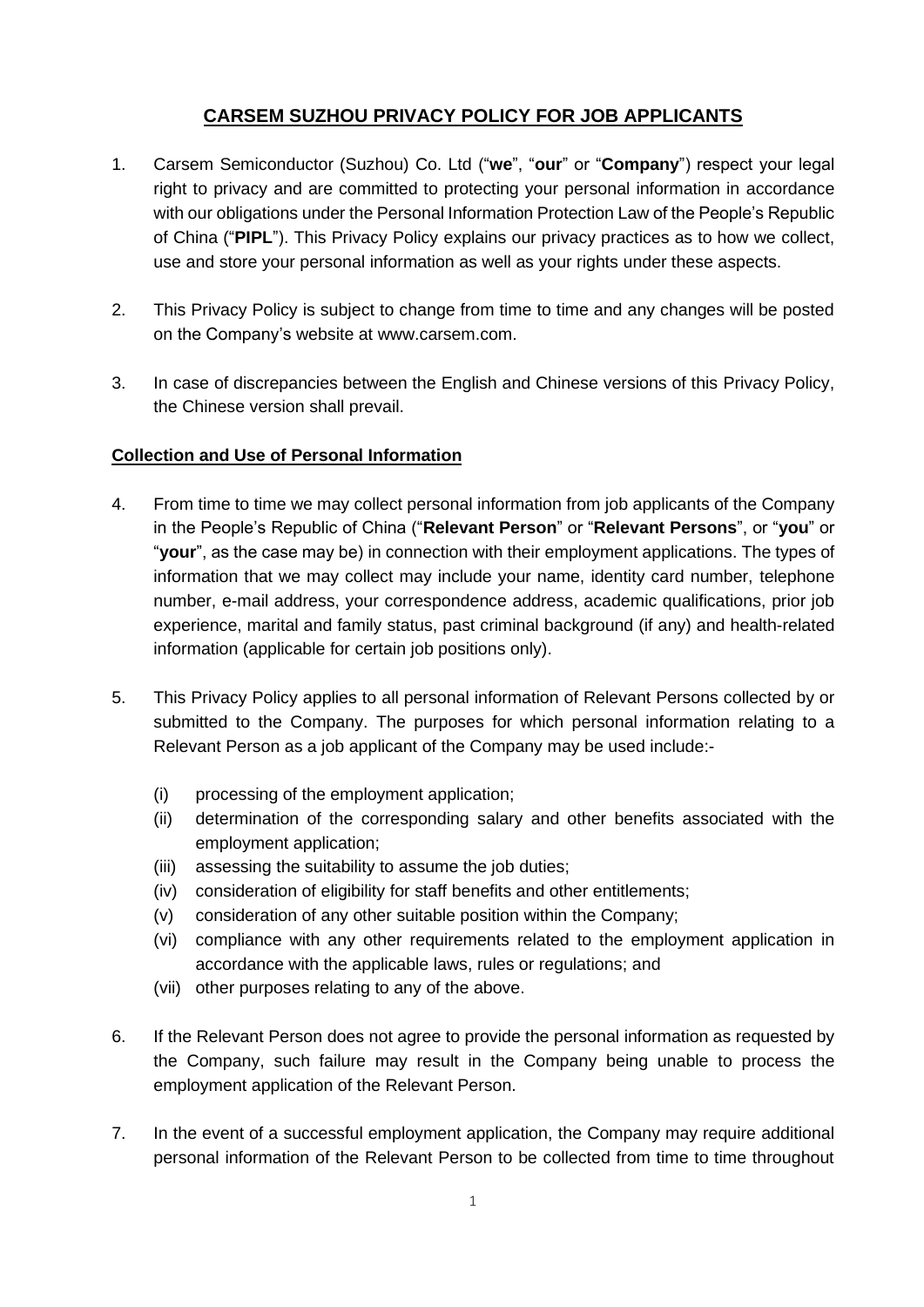# CARSEM SUZHOU PRIVACY POLICY FOR JOB APPLICANTS

1. Carsem Semiconductor (Suzhou) Co. Ltd ("**we**", "**our**" or "**Company**") respect your legal right to privacy and are committed to protecting your personal information in accordance with our obligations under the Personal Information Protection Law of the People's Republic of China ("**PIPL**"). This Privacy Policy explains our privacy practices as to how we collect, use and store your personal information as well as your rights under these aspects.

2. This Privacy Policy is subject to change from time to time and any changes will be posted on the Company's website at www.carsem.com.

3. In case of discrepancies between the English and Chinese versions of this Privacy Policy, the Chinese version shall prevail.

## Collection and Use of Personal Information

4. From time to time we may collect personal information from job applicants of the Company in the People's Republic of China ("**Relevant Person**" or "**Relevant Persons**", or "**you**" or "**your**", as the case may be) in connection with their employment applications. The types of information that we may collect may include your name, identity card number, telephone number, e-mail address, your correspondence address, academic qualifications, prior job experience, marital and family status, past criminal background (if any) and health-related information (applicable for certain job positions only).

5. This Privacy Policy applies to all personal information of Relevant Persons collected by or submitted to the Company. The purposes for which personal information relating to a Relevant Person as a job applicant of the Company may be used include:-

   (i) processing of the employment application;
   (ii) determination of the corresponding salary and other benefits associated with the employment application;
   (iii) assessing the suitability to assume the job duties;
   (iv) consideration of eligibility for staff benefits and other entitlements;
   (v) consideration of any other suitable position within the Company;
   (vi) compliance with any other requirements related to the employment application in accordance with the applicable laws, rules or regulations; and
   (vii) other purposes relating to any of the above.

6. If the Relevant Person does not agree to provide the personal information as requested by the Company, such failure may result in the Company being unable to process the employment application of the Relevant Person.

7. In the event of a successful employment application, the Company may require additional personal information of the Relevant Person to be collected from time to time throughout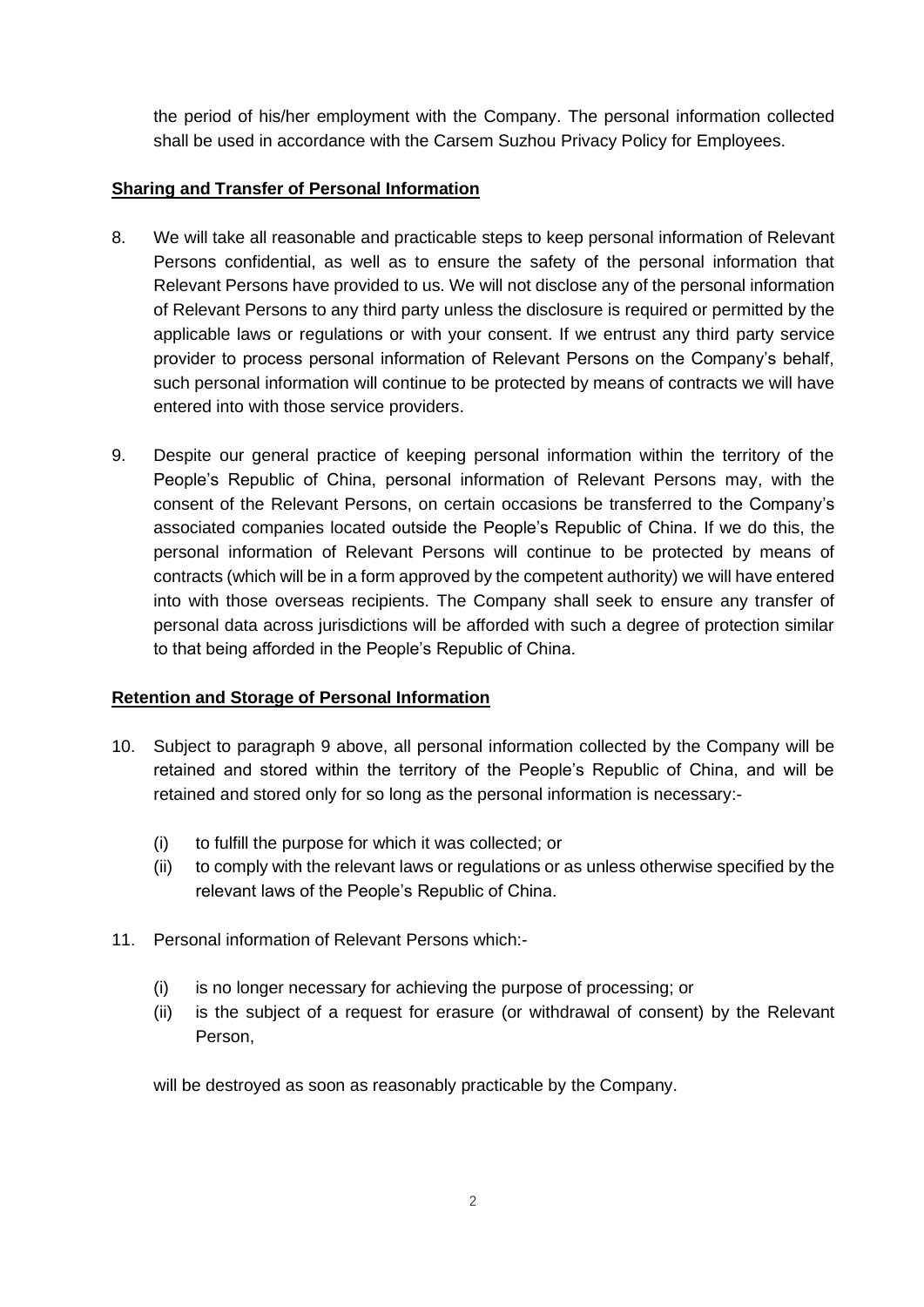the period of his/her employment with the Company. The personal information collected shall be used in accordance with the Carsem Suzhou Privacy Policy for Employees.

**Sharing and Transfer of Personal Information**

8. We will take all reasonable and practicable steps to keep personal information of Relevant Persons confidential, as well as to ensure the safety of the personal information that Relevant Persons have provided to us. We will not disclose any of the personal information of Relevant Persons to any third party unless the disclosure is required or permitted by the applicable laws or regulations or with your consent. If we entrust any third party service provider to process personal information of Relevant Persons on the Company's behalf, such personal information will continue to be protected by means of contracts we will have entered into with those service providers.

9. Despite our general practice of keeping personal information within the territory of the People's Republic of China, personal information of Relevant Persons may, with the consent of the Relevant Persons, on certain occasions be transferred to the Company's associated companies located outside the People's Republic of China. If we do this, the personal information of Relevant Persons will continue to be protected by means of contracts (which will be in a form approved by the competent authority) we will have entered into with those overseas recipients. The Company shall seek to ensure any transfer of personal data across jurisdictions will be afforded with such a degree of protection similar to that being afforded in the People's Republic of China.

**Retention and Storage of Personal Information**

10. Subject to paragraph 9 above, all personal information collected by the Company will be retained and stored within the territory of the People's Republic of China, and will be retained and stored only for so long as the personal information is necessary:-

    (i) to fulfill the purpose for which it was collected; or
    (ii) to comply with the relevant laws or regulations or as unless otherwise specified by the relevant laws of the People's Republic of China.

11. Personal information of Relevant Persons which:-

    (i) is no longer necessary for achieving the purpose of processing; or
    (ii) is the subject of a request for erasure (or withdrawal of consent) by the Relevant Person,

    will be destroyed as soon as reasonably practicable by the Company.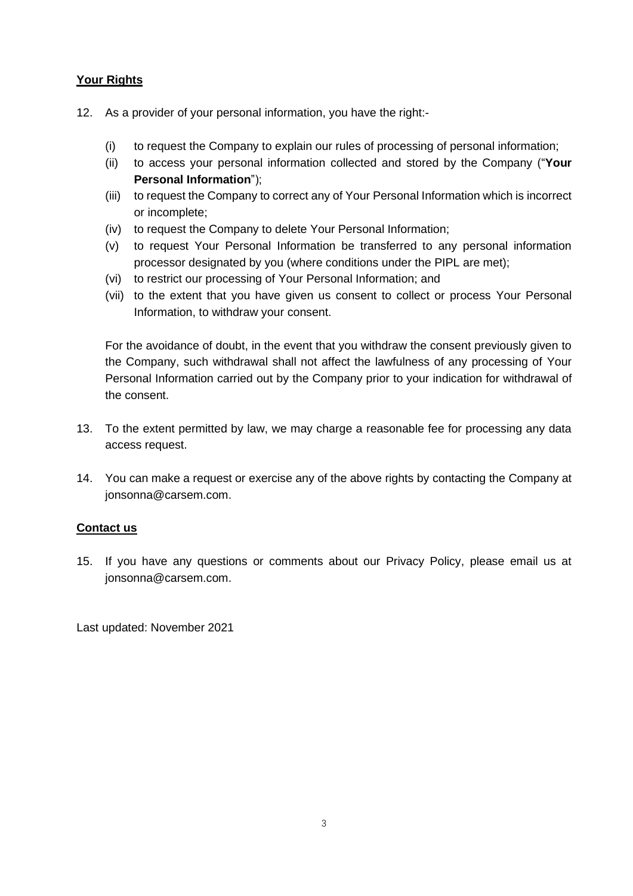**Your Rights**

12. As a provider of your personal information, you have the right:-

    (i) to request the Company to explain our rules of processing of personal information;
    (ii) to access your personal information collected and stored by the Company ("**Your Personal Information**");
    (iii) to request the Company to correct any of Your Personal Information which is incorrect or incomplete;
    (iv) to request the Company to delete Your Personal Information;
    (v) to request Your Personal Information be transferred to any personal information processor designated by you (where conditions under the PIPL are met);
    (vi) to restrict our processing of Your Personal Information; and
    (vii) to the extent that you have given us consent to collect or process Your Personal Information, to withdraw your consent.

    For the avoidance of doubt, in the event that you withdraw the consent previously given to the Company, such withdrawal shall not affect the lawfulness of any processing of Your Personal Information carried out by the Company prior to your indication for withdrawal of the consent.

13. To the extent permitted by law, we may charge a reasonable fee for processing any data access request.

14. You can make a request or exercise any of the above rights by contacting the Company at jonsonna@carsem.com.

**Contact us**

15. If you have any questions or comments about our Privacy Policy, please email us at jonsonna@carsem.com.

Last updated: November 2021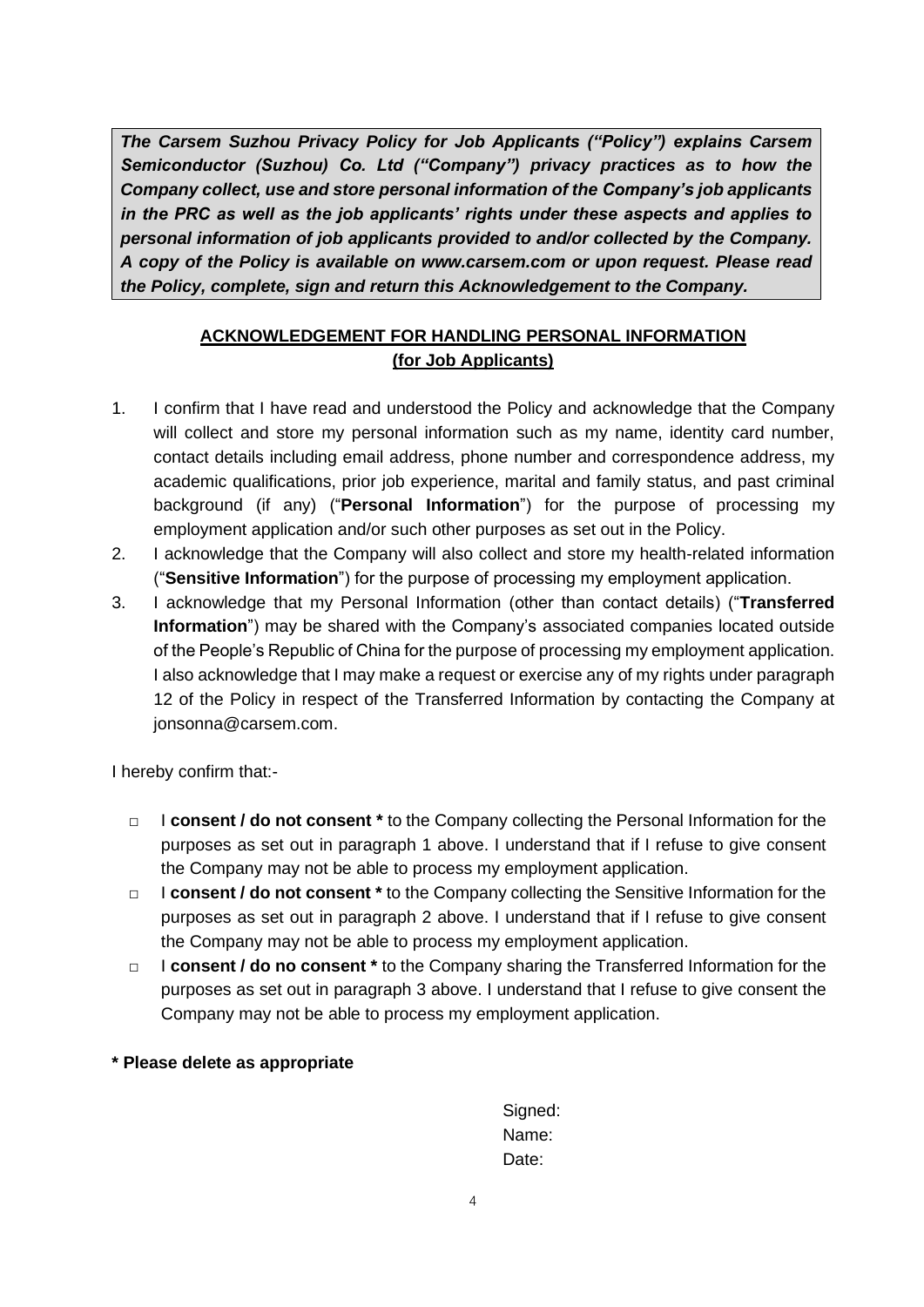***The Carsem Suzhou Privacy Policy for Job Applicants ("Policy") explains Carsem Semiconductor (Suzhou) Co. Ltd ("Company") privacy practices as to how the Company collect, use and store personal information of the Company's job applicants in the PRC as well as the job applicants' rights under these aspects and applies to personal information of job applicants provided to and/or collected by the Company. A copy of the Policy is available on www.carsem.com or upon request. Please read the Policy, complete, sign and return this Acknowledgement to the Company.***

## ACKNOWLEDGEMENT FOR HANDLING PERSONAL INFORMATION (for Job Applicants)

1. I confirm that I have read and understood the Policy and acknowledge that the Company will collect and store my personal information such as my name, identity card number, contact details including email address, phone number and correspondence address, my academic qualifications, prior job experience, marital and family status, and past criminal background (if any) ("**Personal Information**") for the purpose of processing my employment application and/or such other purposes as set out in the Policy.
2. I acknowledge that the Company will also collect and store my health-related information ("**Sensitive Information**") for the purpose of processing my employment application.
3. I acknowledge that my Personal Information (other than contact details) ("**Transferred Information**") may be shared with the Company's associated companies located outside of the People's Republic of China for the purpose of processing my employment application. I also acknowledge that I may make a request or exercise any of my rights under paragraph 12 of the Policy in respect of the Transferred Information by contacting the Company at jonsonna@carsem.com.

I hereby confirm that:-

- □ I **consent / do not consent *** to the Company collecting the Personal Information for the purposes as set out in paragraph 1 above. I understand that if I refuse to give consent the Company may not be able to process my employment application.
- □ I **consent / do not consent *** to the Company collecting the Sensitive Information for the purposes as set out in paragraph 2 above. I understand that if I refuse to give consent the Company may not be able to process my employment application.
- □ I **consent / do no consent *** to the Company sharing the Transferred Information for the purposes as set out in paragraph 3 above. I understand that I refuse to give consent the Company may not be able to process my employment application.

**\* Please delete as appropriate**

Signed:
Name:
Date: